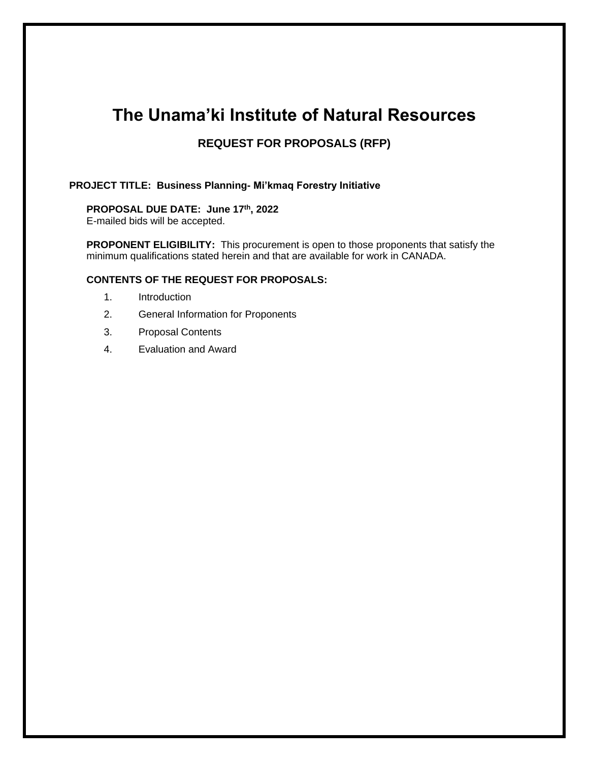# The Unama'ki Institute of Natural Resources

## REQUEST FOR PROPOSALS (RFP)

**PROJECT TITLE: Business Planning- Mi'kmaq Forestry Initiative**

**PROPOSAL DUE DATE: June 17th, 2022**
E-mailed bids will be accepted.

**PROPONENT ELIGIBILITY:** This procurement is open to those proponents that satisfy the minimum qualifications stated herein and that are available for work in CANADA.

**CONTENTS OF THE REQUEST FOR PROPOSALS:**

1. Introduction
2. General Information for Proponents
3. Proposal Contents
4. Evaluation and Award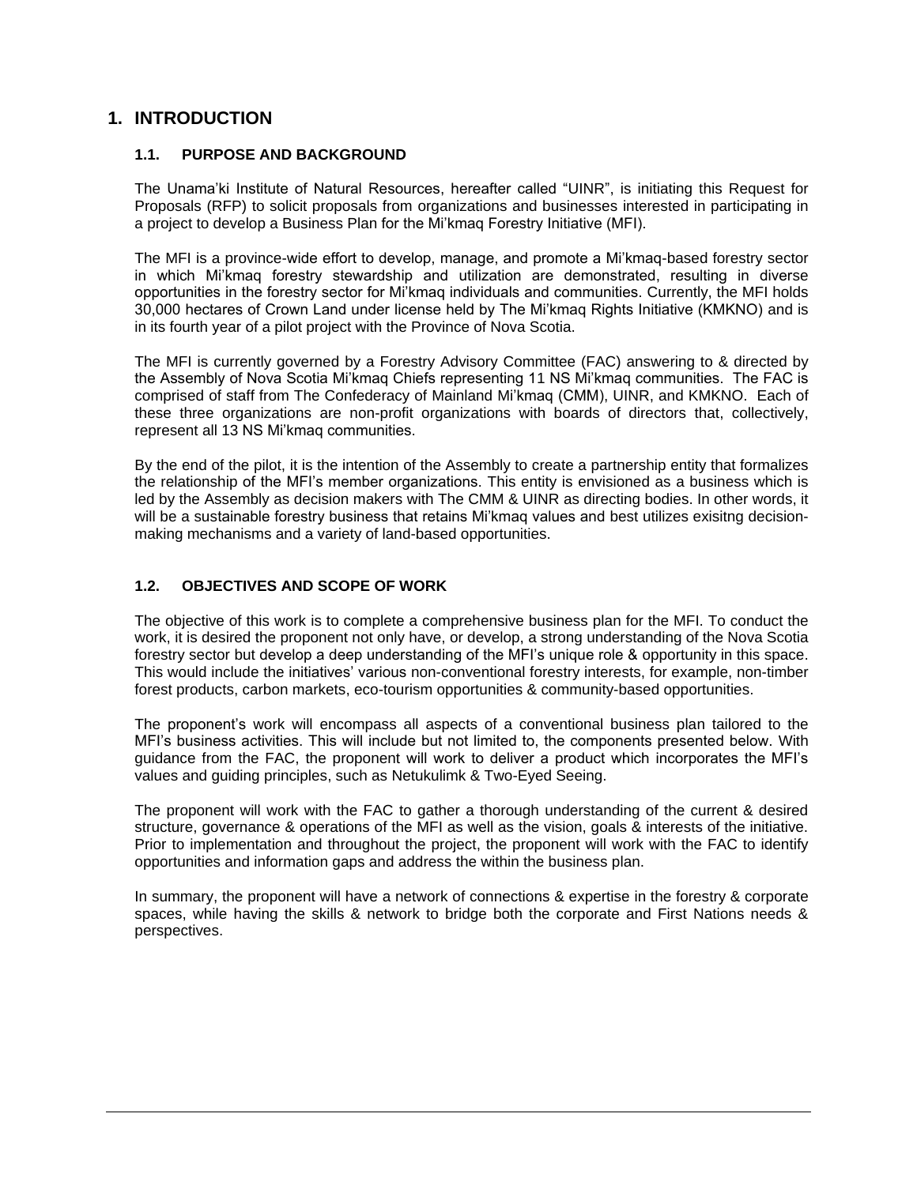# 1. INTRODUCTION

## 1.1. PURPOSE AND BACKGROUND

The Unama'ki Institute of Natural Resources, hereafter called "UINR", is initiating this Request for Proposals (RFP) to solicit proposals from organizations and businesses interested in participating in a project to develop a Business Plan for the Mi'kmaq Forestry Initiative (MFI).

The MFI is a province-wide effort to develop, manage, and promote a Mi'kmaq-based forestry sector in which Mi'kmaq forestry stewardship and utilization are demonstrated, resulting in diverse opportunities in the forestry sector for Mi'kmaq individuals and communities. Currently, the MFI holds 30,000 hectares of Crown Land under license held by The Mi'kmaq Rights Initiative (KMKNO) and is in its fourth year of a pilot project with the Province of Nova Scotia.

The MFI is currently governed by a Forestry Advisory Committee (FAC) answering to & directed by the Assembly of Nova Scotia Mi'kmaq Chiefs representing 11 NS Mi'kmaq communities. The FAC is comprised of staff from The Confederacy of Mainland Mi'kmaq (CMM), UINR, and KMKNO. Each of these three organizations are non-profit organizations with boards of directors that, collectively, represent all 13 NS Mi'kmaq communities.

By the end of the pilot, it is the intention of the Assembly to create a partnership entity that formalizes the relationship of the MFI's member organizations. This entity is envisioned as a business which is led by the Assembly as decision makers with The CMM & UINR as directing bodies. In other words, it will be a sustainable forestry business that retains Mi'kmaq values and best utilizes exisitng decision-making mechanisms and a variety of land-based opportunities.

## 1.2. OBJECTIVES AND SCOPE OF WORK

The objective of this work is to complete a comprehensive business plan for the MFI. To conduct the work, it is desired the proponent not only have, or develop, a strong understanding of the Nova Scotia forestry sector but develop a deep understanding of the MFI's unique role & opportunity in this space. This would include the initiatives' various non-conventional forestry interests, for example, non-timber forest products, carbon markets, eco-tourism opportunities & community-based opportunities.

The proponent's work will encompass all aspects of a conventional business plan tailored to the MFI's business activities. This will include but not limited to, the components presented below. With guidance from the FAC, the proponent will work to deliver a product which incorporates the MFI's values and guiding principles, such as Netukulimk & Two-Eyed Seeing.

The proponent will work with the FAC to gather a thorough understanding of the current & desired structure, governance & operations of the MFI as well as the vision, goals & interests of the initiative. Prior to implementation and throughout the project, the proponent will work with the FAC to identify opportunities and information gaps and address the within the business plan.

In summary, the proponent will have a network of connections & expertise in the forestry & corporate spaces, while having the skills & network to bridge both the corporate and First Nations needs & perspectives.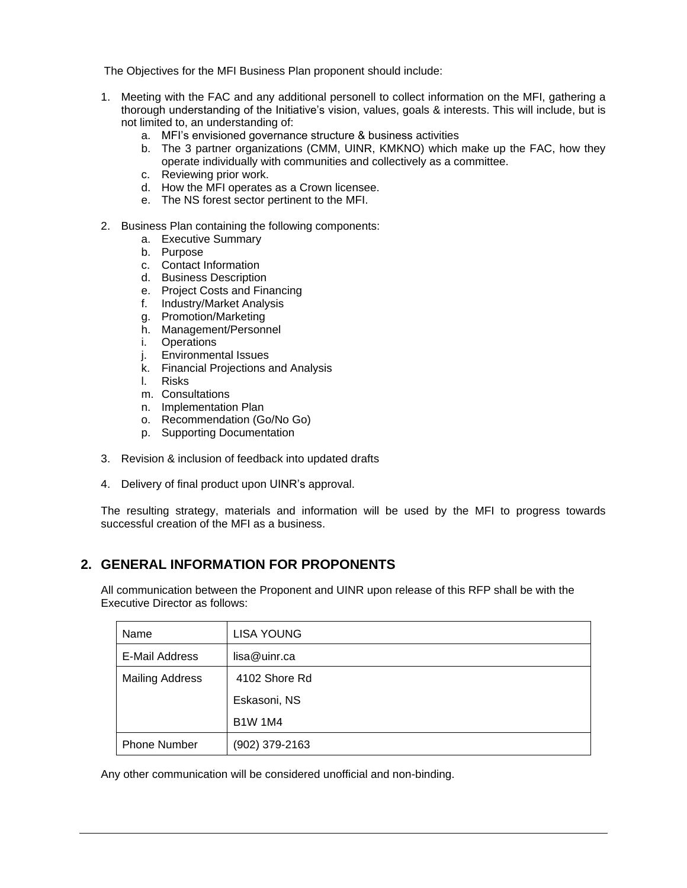The Objectives for the MFI Business Plan proponent should include:

1. Meeting with the FAC and any additional personell to collect information on the MFI, gathering a thorough understanding of the Initiative's vision, values, goals & interests. This will include, but is not limited to, an understanding of:
    a. MFI's envisioned governance structure & business activities
    b. The 3 partner organizations (CMM, UINR, KMKNO) which make up the FAC, how they operate individually with communities and collectively as a committee.
    c. Reviewing prior work.
    d. How the MFI operates as a Crown licensee.
    e. The NS forest sector pertinent to the MFI.

2. Business Plan containing the following components:
    a. Executive Summary
    b. Purpose
    c. Contact Information
    d. Business Description
    e. Project Costs and Financing
    f. Industry/Market Analysis
    g. Promotion/Marketing
    h. Management/Personnel
    i. Operations
    j. Environmental Issues
    k. Financial Projections and Analysis
    l. Risks
    m. Consultations
    n. Implementation Plan
    o. Recommendation (Go/No Go)
    p. Supporting Documentation

3. Revision & inclusion of feedback into updated drafts

4. Delivery of final product upon UINR's approval.

The resulting strategy, materials and information will be used by the MFI to progress towards successful creation of the MFI as a business.

## 2. GENERAL INFORMATION FOR PROPONENTS

All communication between the Proponent and UINR upon release of this RFP shall be with the Executive Director as follows:

| Name | LISA YOUNG |
|---|---|
| E-Mail Address | lisa@uinr.ca |
| Mailing Address | 4102 Shore Rd<br>Eskasoni, NS<br>B1W 1M4 |
| Phone Number | (902) 379-2163 |

Any other communication will be considered unofficial and non-binding.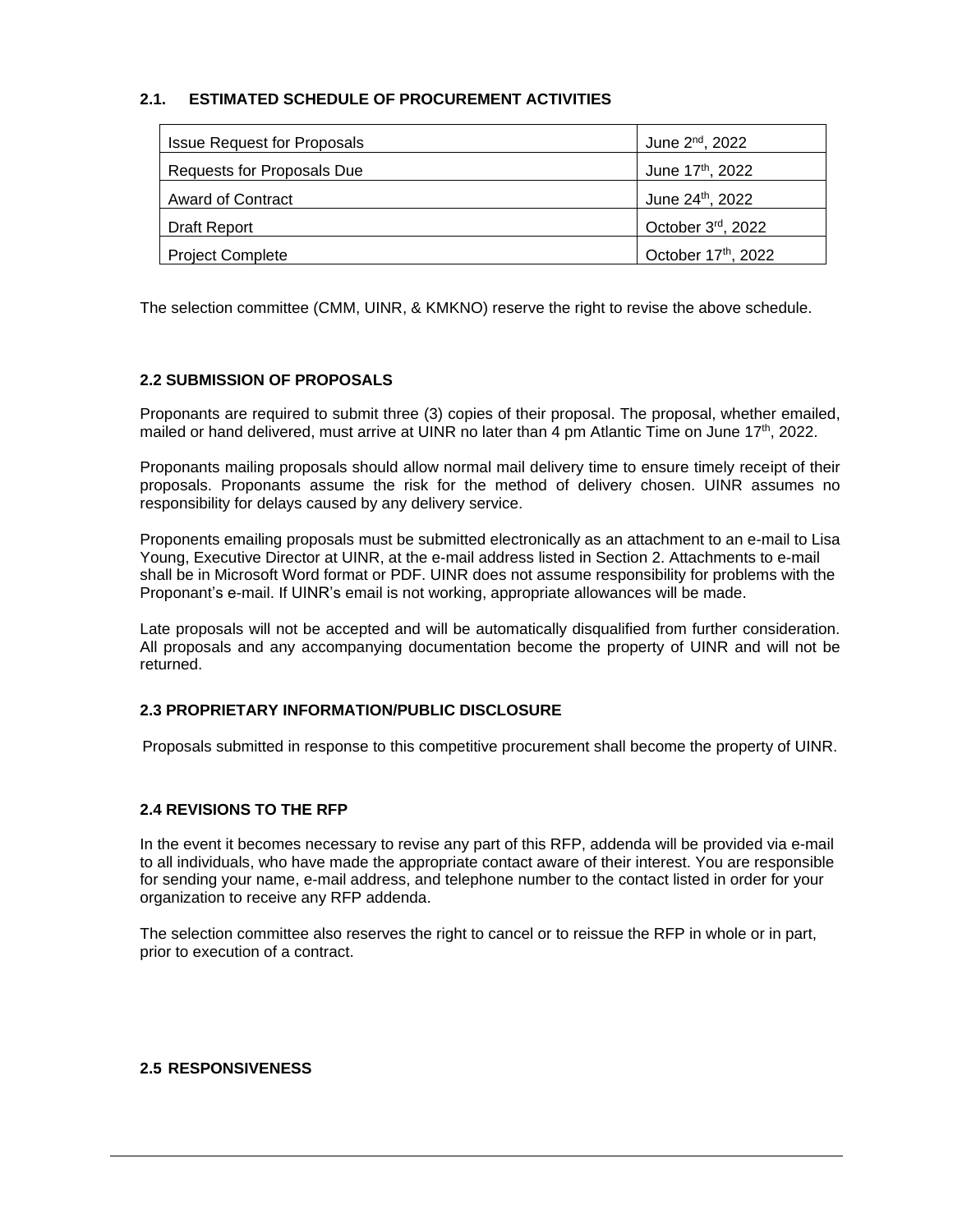### 2.1. ESTIMATED SCHEDULE OF PROCUREMENT ACTIVITIES

| | |
|---|---|
| Issue Request for Proposals | June 2nd, 2022 |
| Requests for Proposals Due | June 17th, 2022 |
| Award of Contract | June 24th, 2022 |
| Draft Report | October 3rd, 2022 |
| Project Complete | October 17th, 2022 |

The selection committee (CMM, UINR, & KMKNO) reserve the right to revise the above schedule.

### 2.2 SUBMISSION OF PROPOSALS

Proponants are required to submit three (3) copies of their proposal. The proposal, whether emailed, mailed or hand delivered, must arrive at UINR no later than 4 pm Atlantic Time on June 17th, 2022.

Proponants mailing proposals should allow normal mail delivery time to ensure timely receipt of their proposals. Proponants assume the risk for the method of delivery chosen. UINR assumes no responsibility for delays caused by any delivery service.

Proponents emailing proposals must be submitted electronically as an attachment to an e-mail to Lisa Young, Executive Director at UINR, at the e-mail address listed in Section 2. Attachments to e-mail shall be in Microsoft Word format or PDF. UINR does not assume responsibility for problems with the Proponant's e-mail. If UINR's email is not working, appropriate allowances will be made.

Late proposals will not be accepted and will be automatically disqualified from further consideration. All proposals and any accompanying documentation become the property of UINR and will not be returned.

### 2.3 PROPRIETARY INFORMATION/PUBLIC DISCLOSURE

Proposals submitted in response to this competitive procurement shall become the property of UINR.

### 2.4 REVISIONS TO THE RFP

In the event it becomes necessary to revise any part of this RFP, addenda will be provided via e-mail to all individuals, who have made the appropriate contact aware of their interest. You are responsible for sending your name, e-mail address, and telephone number to the contact listed in order for your organization to receive any RFP addenda.

The selection committee also reserves the right to cancel or to reissue the RFP in whole or in part, prior to execution of a contract.

### 2.5 RESPONSIVENESS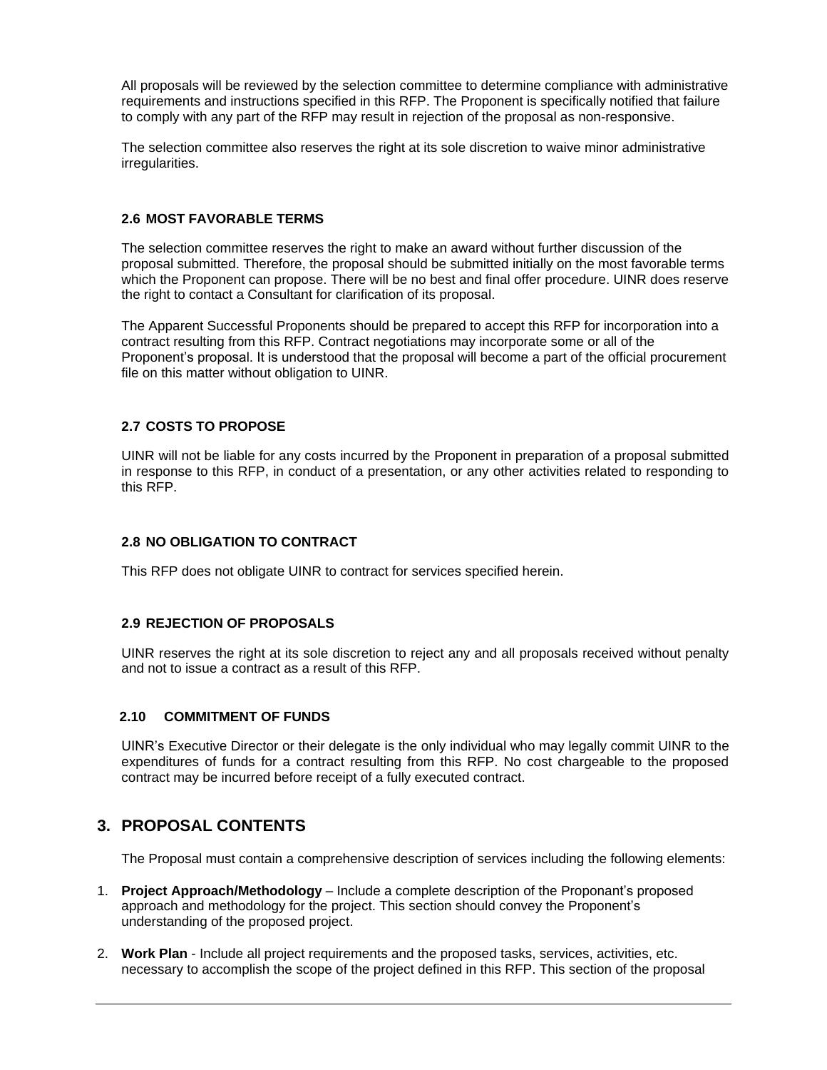All proposals will be reviewed by the selection committee to determine compliance with administrative requirements and instructions specified in this RFP. The Proponent is specifically notified that failure to comply with any part of the RFP may result in rejection of the proposal as non-responsive.

The selection committee also reserves the right at its sole discretion to waive minor administrative irregularities.

### 2.6 MOST FAVORABLE TERMS

The selection committee reserves the right to make an award without further discussion of the proposal submitted. Therefore, the proposal should be submitted initially on the most favorable terms which the Proponent can propose. There will be no best and final offer procedure. UINR does reserve the right to contact a Consultant for clarification of its proposal.

The Apparent Successful Proponents should be prepared to accept this RFP for incorporation into a contract resulting from this RFP. Contract negotiations may incorporate some or all of the Proponent's proposal. It is understood that the proposal will become a part of the official procurement file on this matter without obligation to UINR.

### 2.7 COSTS TO PROPOSE

UINR will not be liable for any costs incurred by the Proponent in preparation of a proposal submitted in response to this RFP, in conduct of a presentation, or any other activities related to responding to this RFP.

### 2.8 NO OBLIGATION TO CONTRACT

This RFP does not obligate UINR to contract for services specified herein.

### 2.9 REJECTION OF PROPOSALS

UINR reserves the right at its sole discretion to reject any and all proposals received without penalty and not to issue a contract as a result of this RFP.

### 2.10 COMMITMENT OF FUNDS

UINR's Executive Director or their delegate is the only individual who may legally commit UINR to the expenditures of funds for a contract resulting from this RFP. No cost chargeable to the proposed contract may be incurred before receipt of a fully executed contract.

## 3. PROPOSAL CONTENTS

The Proposal must contain a comprehensive description of services including the following elements:

1. **Project Approach/Methodology** – Include a complete description of the Proponant's proposed approach and methodology for the project. This section should convey the Proponent's understanding of the proposed project.
2. **Work Plan** - Include all project requirements and the proposed tasks, services, activities, etc. necessary to accomplish the scope of the project defined in this RFP. This section of the proposal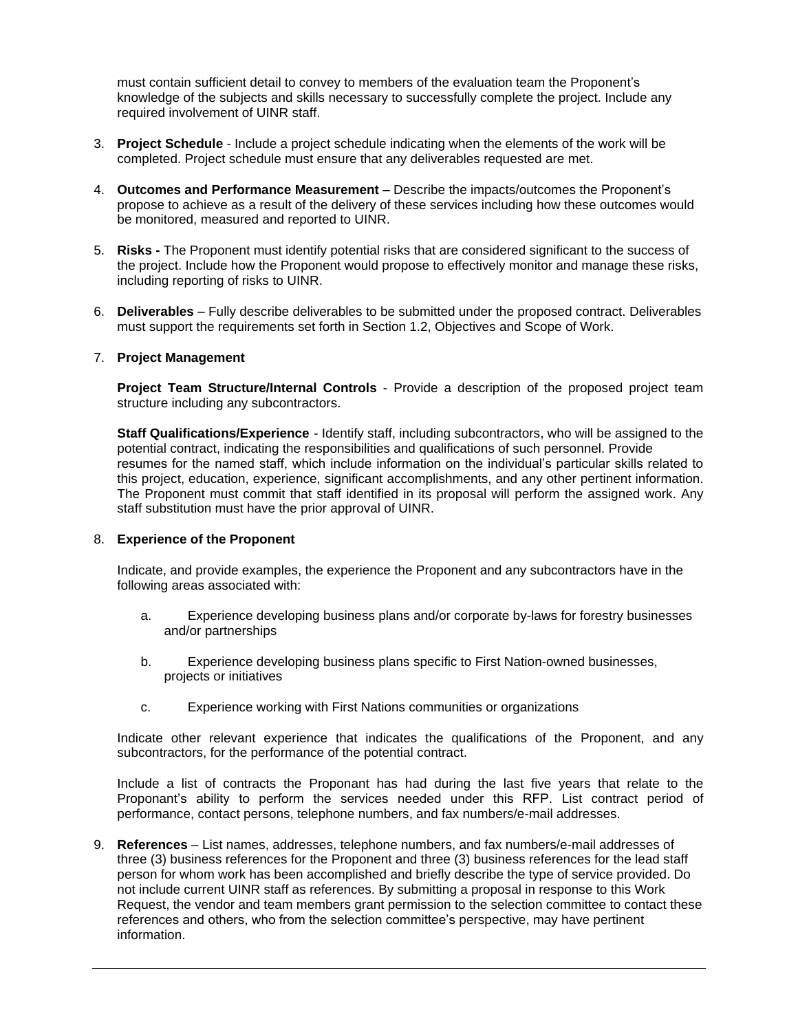must contain sufficient detail to convey to members of the evaluation team the Proponent's knowledge of the subjects and skills necessary to successfully complete the project. Include any required involvement of UINR staff.

3. **Project Schedule** - Include a project schedule indicating when the elements of the work will be completed. Project schedule must ensure that any deliverables requested are met.

4. **Outcomes and Performance Measurement –** Describe the impacts/outcomes the Proponent's propose to achieve as a result of the delivery of these services including how these outcomes would be monitored, measured and reported to UINR.

5. **Risks -** The Proponent must identify potential risks that are considered significant to the success of the project. Include how the Proponent would propose to effectively monitor and manage these risks, including reporting of risks to UINR.

6. **Deliverables** – Fully describe deliverables to be submitted under the proposed contract. Deliverables must support the requirements set forth in Section 1.2, Objectives and Scope of Work.

7. **Project Management**

   **Project Team Structure/Internal Controls** - Provide a description of the proposed project team structure including any subcontractors.

   **Staff Qualifications/Experience** - Identify staff, including subcontractors, who will be assigned to the potential contract, indicating the responsibilities and qualifications of such personnel. Provide resumes for the named staff, which include information on the individual's particular skills related to this project, education, experience, significant accomplishments, and any other pertinent information. The Proponent must commit that staff identified in its proposal will perform the assigned work. Any staff substitution must have the prior approval of UINR.

8. **Experience of the Proponent**

   Indicate, and provide examples, the experience the Proponent and any subcontractors have in the following areas associated with:

   a. Experience developing business plans and/or corporate by-laws for forestry businesses and/or partnerships

   b. Experience developing business plans specific to First Nation-owned businesses, projects or initiatives

   c. Experience working with First Nations communities or organizations

   Indicate other relevant experience that indicates the qualifications of the Proponent, and any subcontractors, for the performance of the potential contract.

   Include a list of contracts the Proponant has had during the last five years that relate to the Proponant's ability to perform the services needed under this RFP. List contract period of performance, contact persons, telephone numbers, and fax numbers/e-mail addresses.

9. **References** – List names, addresses, telephone numbers, and fax numbers/e-mail addresses of three (3) business references for the Proponent and three (3) business references for the lead staff person for whom work has been accomplished and briefly describe the type of service provided. Do not include current UINR staff as references. By submitting a proposal in response to this Work Request, the vendor and team members grant permission to the selection committee to contact these references and others, who from the selection committee's perspective, may have pertinent information.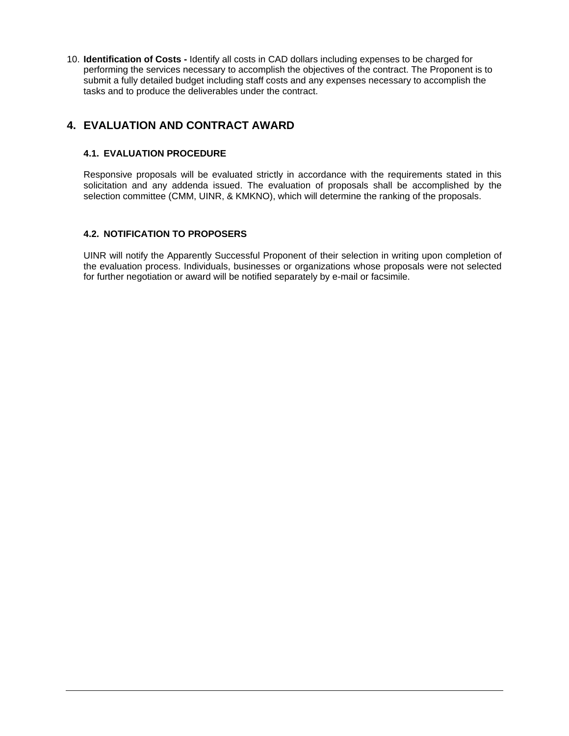10. **Identification of Costs -** Identify all costs in CAD dollars including expenses to be charged for performing the services necessary to accomplish the objectives of the contract. The Proponent is to submit a fully detailed budget including staff costs and any expenses necessary to accomplish the tasks and to produce the deliverables under the contract.

## 4. EVALUATION AND CONTRACT AWARD

### 4.1. EVALUATION PROCEDURE

Responsive proposals will be evaluated strictly in accordance with the requirements stated in this solicitation and any addenda issued. The evaluation of proposals shall be accomplished by the selection committee (CMM, UINR, & KMKNO), which will determine the ranking of the proposals.

### 4.2. NOTIFICATION TO PROPOSERS

UINR will notify the Apparently Successful Proponent of their selection in writing upon completion of the evaluation process. Individuals, businesses or organizations whose proposals were not selected for further negotiation or award will be notified separately by e-mail or facsimile.